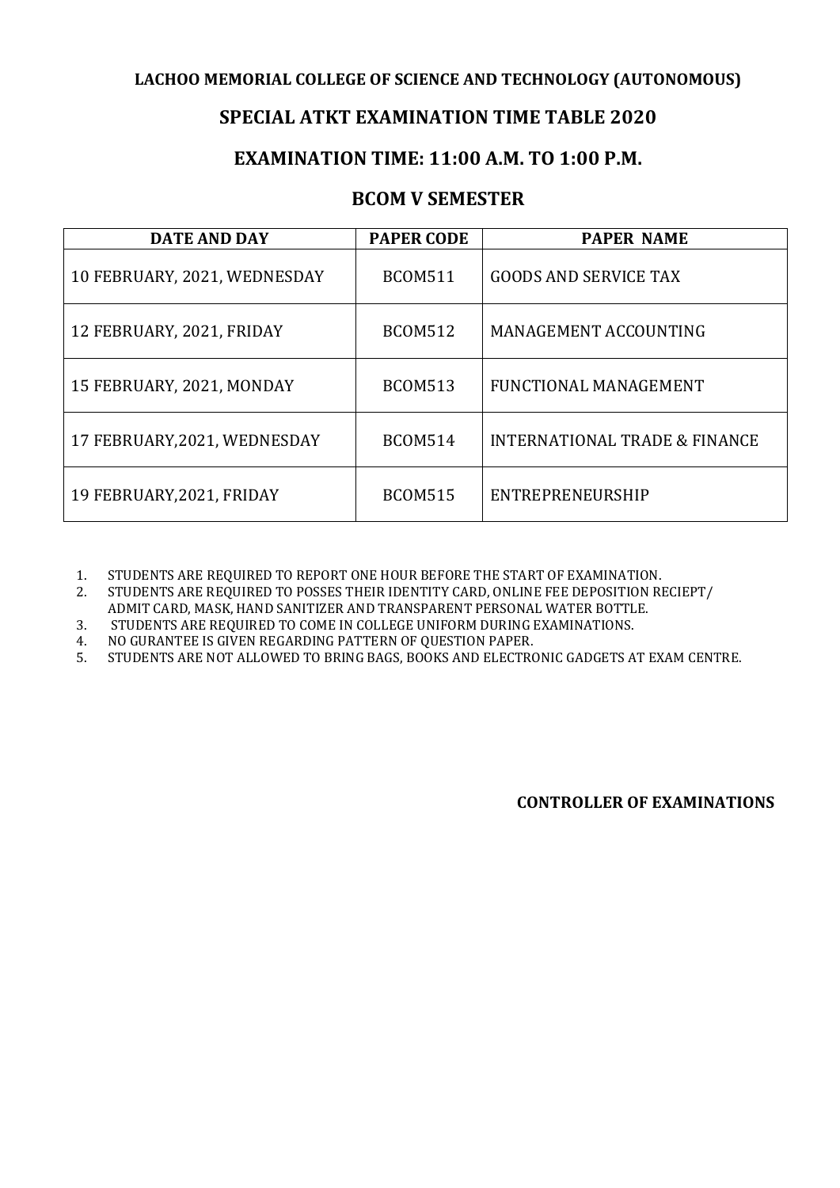**LACHOO MEMORIAL COLLEGE OF SCIENCE AND TECHNOLOGY (AUTONOMOUS)**

## SPECIAL ATKT EXAMINATION TIME TABLE 2020

## EXAMINATION TIME: 11:00 A.M. TO 1:00 P.M.

## BCOM V SEMESTER

| DATE AND DAY | PAPER CODE | PAPER NAME |
|---|---|---|
| 10 FEBRUARY, 2021, WEDNESDAY | BCOM511 | GOODS AND SERVICE TAX |
| 12 FEBRUARY, 2021, FRIDAY | BCOM512 | MANAGEMENT ACCOUNTING |
| 15 FEBRUARY, 2021, MONDAY | BCOM513 | FUNCTIONAL MANAGEMENT |
| 17 FEBRUARY,2021, WEDNESDAY | BCOM514 | INTERNATIONAL TRADE & FINANCE |
| 19 FEBRUARY,2021, FRIDAY | BCOM515 | ENTREPRENEURSHIP |

1. STUDENTS ARE REQUIRED TO REPORT ONE HOUR BEFORE THE START OF EXAMINATION.
2. STUDENTS ARE REQUIRED TO POSSES THEIR IDENTITY CARD, ONLINE FEE DEPOSITION RECIEPT/ ADMIT CARD, MASK, HAND SANITIZER AND TRANSPARENT PERSONAL WATER BOTTLE.
3. STUDENTS ARE REQUIRED TO COME IN COLLEGE UNIFORM DURING EXAMINATIONS.
4. NO GURANTEE IS GIVEN REGARDING PATTERN OF QUESTION PAPER.
5. STUDENTS ARE NOT ALLOWED TO BRING BAGS, BOOKS AND ELECTRONIC GADGETS AT EXAM CENTRE.

**CONTROLLER OF EXAMINATIONS**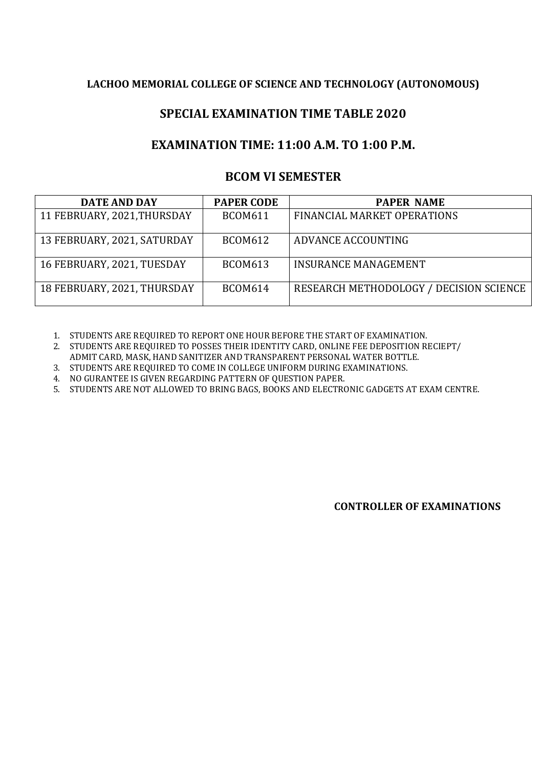**LACHOO MEMORIAL COLLEGE OF SCIENCE AND TECHNOLOGY (AUTONOMOUS)**

## SPECIAL EXAMINATION TIME TABLE 2020

## EXAMINATION TIME: 11:00 A.M. TO 1:00 P.M.

## BCOM VI SEMESTER

| DATE AND DAY | PAPER CODE | PAPER NAME |
|---|---|---|
| 11 FEBRUARY, 2021,THURSDAY | BCOM611 | FINANCIAL MARKET OPERATIONS |
| 13 FEBRUARY, 2021, SATURDAY | BCOM612 | ADVANCE ACCOUNTING |
| 16 FEBRUARY, 2021, TUESDAY | BCOM613 | INSURANCE MANAGEMENT |
| 18 FEBRUARY, 2021, THURSDAY | BCOM614 | RESEARCH METHODOLOGY / DECISION SCIENCE |

1. STUDENTS ARE REQUIRED TO REPORT ONE HOUR BEFORE THE START OF EXAMINATION.
2. STUDENTS ARE REQUIRED TO POSSES THEIR IDENTITY CARD, ONLINE FEE DEPOSITION RECIEPT/ ADMIT CARD, MASK, HAND SANITIZER AND TRANSPARENT PERSONAL WATER BOTTLE.
3. STUDENTS ARE REQUIRED TO COME IN COLLEGE UNIFORM DURING EXAMINATIONS.
4. NO GURANTEE IS GIVEN REGARDING PATTERN OF QUESTION PAPER.
5. STUDENTS ARE NOT ALLOWED TO BRING BAGS, BOOKS AND ELECTRONIC GADGETS AT EXAM CENTRE.

**CONTROLLER OF EXAMINATIONS**